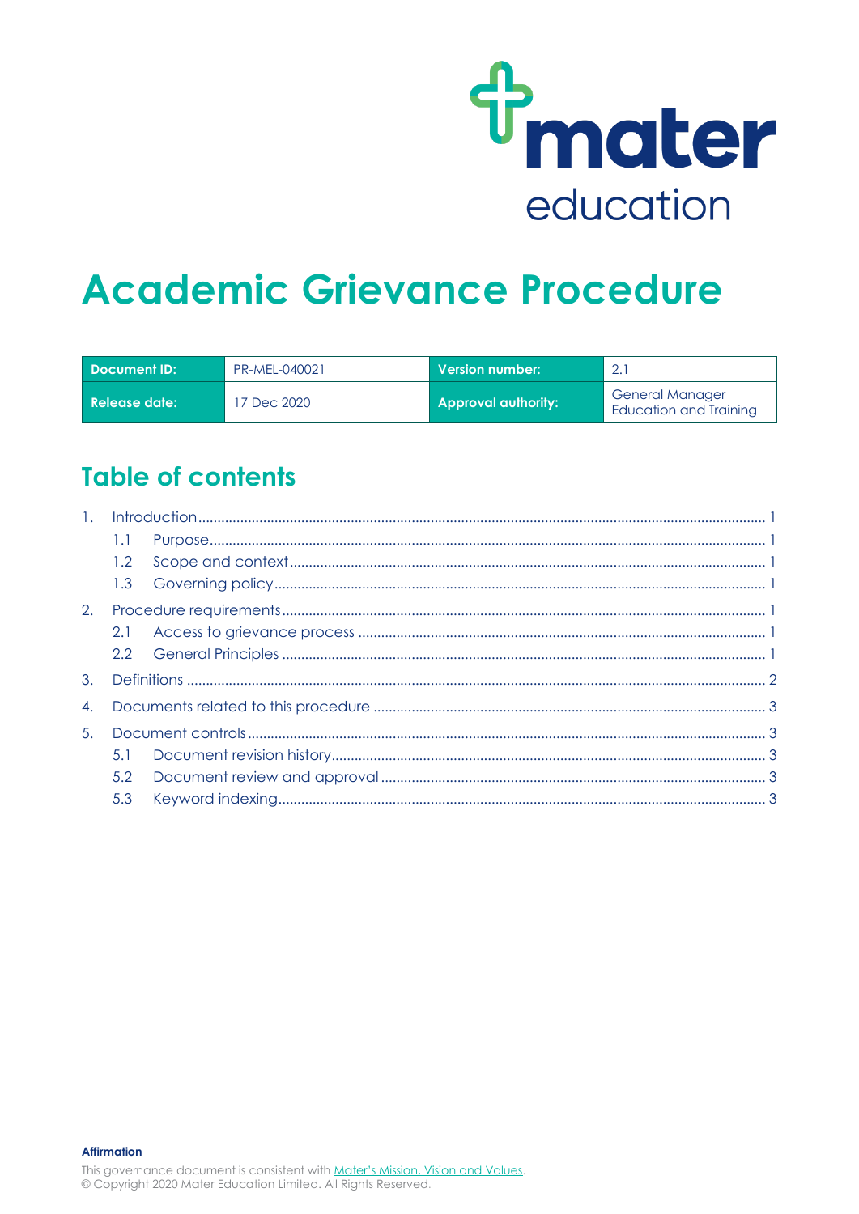mater education

# Academic Grievance Procedure

| Document ID: | PR-MEL-040021 | Version number: | 2.1 |
|---|---|---|---|
| Release date: | 17 Dec 2020 | Approval authority: | General Manager Education and Training |

## Table of contents

1. Introduction ..... 1
   - 1.1 Purpose ..... 1
   - 1.2 Scope and context ..... 1
   - 1.3 Governing policy ..... 1
2. Procedure requirements ..... 1
   - 2.1 Access to grievance process ..... 1
   - 2.2 General Principles ..... 1
3. Definitions ..... 2
4. Documents related to this procedure ..... 3
5. Document controls ..... 3
   - 5.1 Document revision history ..... 3
   - 5.2 Document review and approval ..... 3
   - 5.3 Keyword indexing ..... 3

**Affirmation**

This governance document is consistent with [Mater's Mission, Vision and Values](Mater's Mission, Vision and Values).
© Copyright 2020 Mater Education Limited. All Rights Reserved.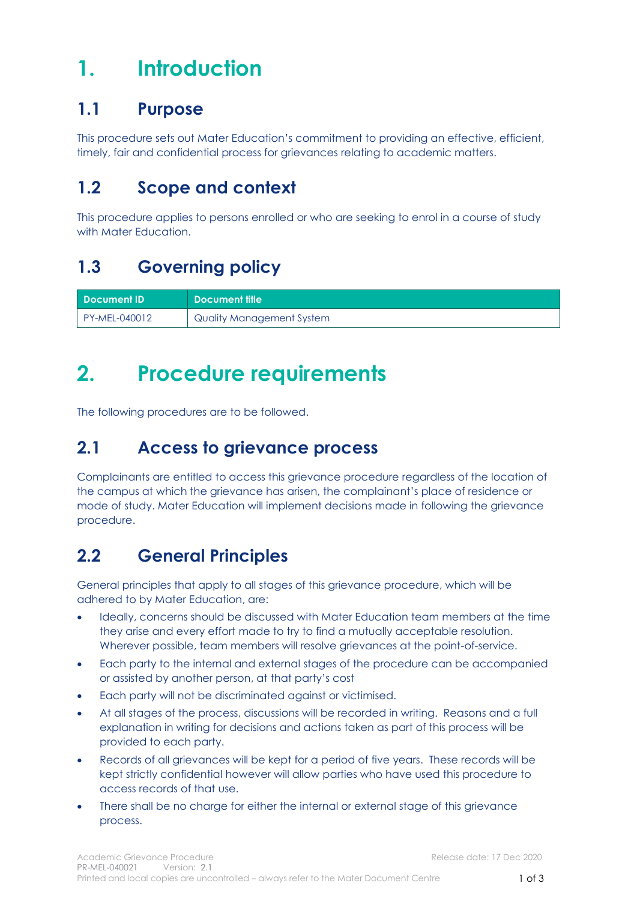# 1. Introduction

## 1.1 Purpose

This procedure sets out Mater Education's commitment to providing an effective, efficient, timely, fair and confidential process for grievances relating to academic matters.

## 1.2 Scope and context

This procedure applies to persons enrolled or who are seeking to enrol in a course of study with Mater Education.

## 1.3 Governing policy

| Document ID | Document title |
| --- | --- |
| PY-MEL-040012 | Quality Management System |

# 2. Procedure requirements

The following procedures are to be followed.

## 2.1 Access to grievance process

Complainants are entitled to access this grievance procedure regardless of the location of the campus at which the grievance has arisen, the complainant's place of residence or mode of study. Mater Education will implement decisions made in following the grievance procedure.

## 2.2 General Principles

General principles that apply to all stages of this grievance procedure, which will be adhered to by Mater Education, are:

- Ideally, concerns should be discussed with Mater Education team members at the time they arise and every effort made to try to find a mutually acceptable resolution. Wherever possible, team members will resolve grievances at the point-of-service.
- Each party to the internal and external stages of the procedure can be accompanied or assisted by another person, at that party's cost
- Each party will not be discriminated against or victimised.
- At all stages of the process, discussions will be recorded in writing. Reasons and a full explanation in writing for decisions and actions taken as part of this process will be provided to each party.
- Records of all grievances will be kept for a period of five years. These records will be kept strictly confidential however will allow parties who have used this procedure to access records of that use.
- There shall be no charge for either the internal or external stage of this grievance process.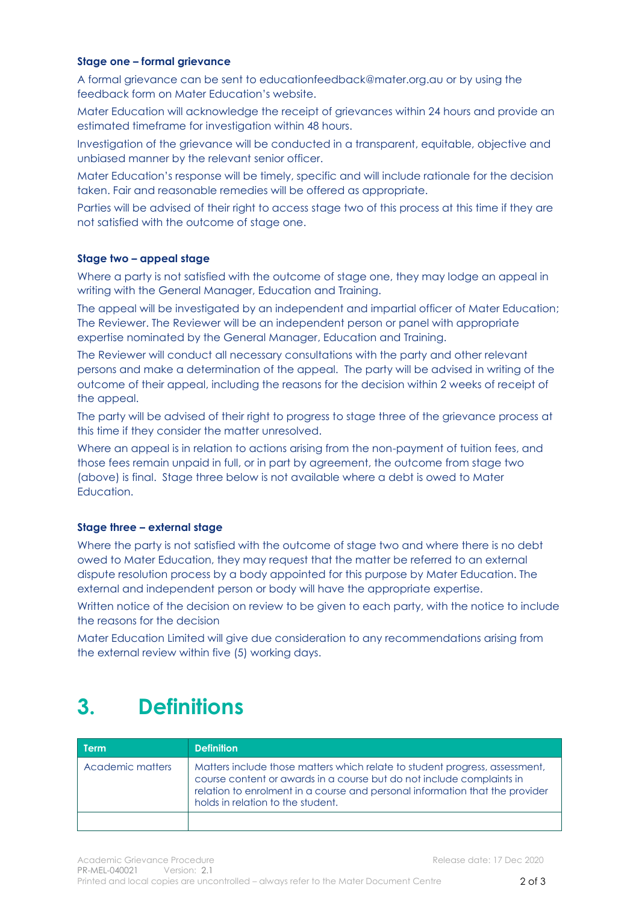#### Stage one – formal grievance

A formal grievance can be sent to educationfeedback@mater.org.au or by using the feedback form on Mater Education's website.

Mater Education will acknowledge the receipt of grievances within 24 hours and provide an estimated timeframe for investigation within 48 hours.

Investigation of the grievance will be conducted in a transparent, equitable, objective and unbiased manner by the relevant senior officer.

Mater Education's response will be timely, specific and will include rationale for the decision taken. Fair and reasonable remedies will be offered as appropriate.

Parties will be advised of their right to access stage two of this process at this time if they are not satisfied with the outcome of stage one.

#### Stage two – appeal stage

Where a party is not satisfied with the outcome of stage one, they may lodge an appeal in writing with the General Manager, Education and Training.

The appeal will be investigated by an independent and impartial officer of Mater Education; The Reviewer. The Reviewer will be an independent person or panel with appropriate expertise nominated by the General Manager, Education and Training.

The Reviewer will conduct all necessary consultations with the party and other relevant persons and make a determination of the appeal. The party will be advised in writing of the outcome of their appeal, including the reasons for the decision within 2 weeks of receipt of the appeal.

The party will be advised of their right to progress to stage three of the grievance process at this time if they consider the matter unresolved.

Where an appeal is in relation to actions arising from the non-payment of tuition fees, and those fees remain unpaid in full, or in part by agreement, the outcome from stage two (above) is final. Stage three below is not available where a debt is owed to Mater Education.

#### Stage three – external stage

Where the party is not satisfied with the outcome of stage two and where there is no debt owed to Mater Education, they may request that the matter be referred to an external dispute resolution process by a body appointed for this purpose by Mater Education. The external and independent person or body will have the appropriate expertise.

Written notice of the decision on review to be given to each party, with the notice to include the reasons for the decision

Mater Education Limited will give due consideration to any recommendations arising from the external review within five (5) working days.

# 3. Definitions

| Term | Definition |
|---|---|
| Academic matters | Matters include those matters which relate to student progress, assessment, course content or awards in a course but do not include complaints in relation to enrolment in a course and personal information that the provider holds in relation to the student. |
| | |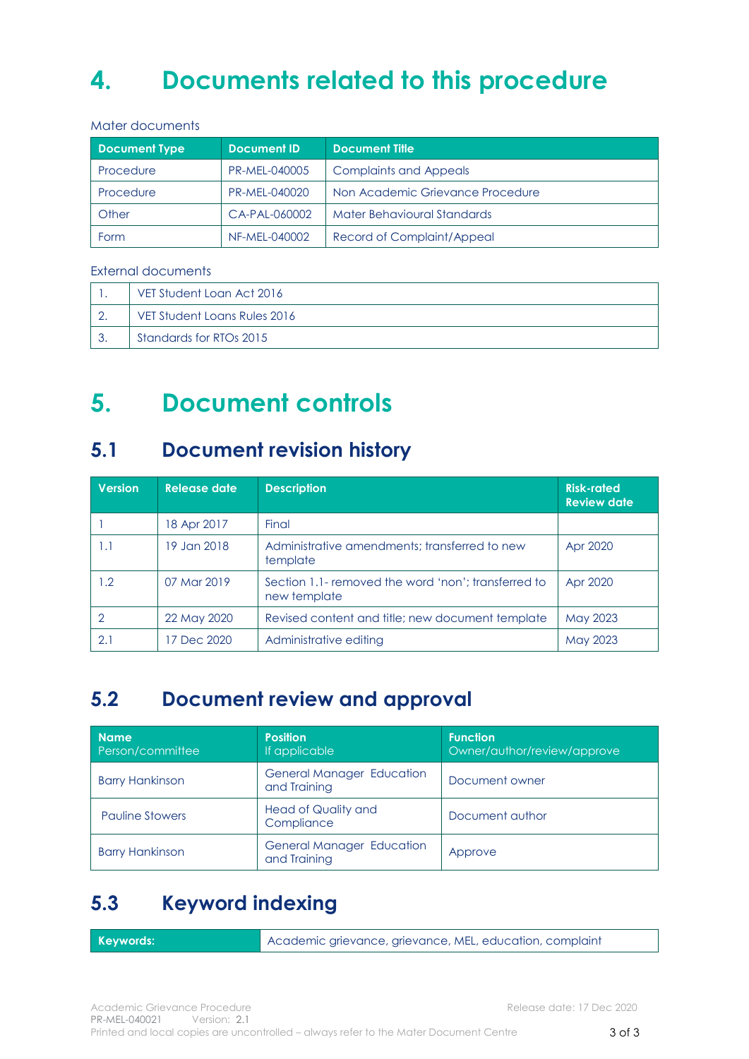# 4. Documents related to this procedure

Mater documents

| Document Type | Document ID | Document Title |
|---|---|---|
| Procedure | PR-MEL-040005 | Complaints and Appeals |
| Procedure | PR-MEL-040020 | Non Academic Grievance Procedure |
| Other | CA-PAL-060002 | Mater Behavioural Standards |
| Form | NF-MEL-040002 | Record of Complaint/Appeal |

External documents

| | |
|---|---|
| 1. | VET Student Loan Act 2016 |
| 2. | VET Student Loans Rules 2016 |
| 3. | Standards for RTOs 2015 |

# 5. Document controls

## 5.1 Document revision history

| Version | Release date | Description | Risk-rated Review date |
|---|---|---|---|
| 1 | 18 Apr 2017 | Final | |
| 1.1 | 19 Jan 2018 | Administrative amendments; transferred to new template | Apr 2020 |
| 1.2 | 07 Mar 2019 | Section 1.1- removed the word 'non'; transferred to new template | Apr 2020 |
| 2 | 22 May 2020 | Revised content and title; new document template | May 2023 |
| 2.1 | 17 Dec 2020 | Administrative editing | May 2023 |

## 5.2 Document review and approval

| Name Person/committee | Position If applicable | Function Owner/author/review/approve |
|---|---|---|
| Barry Hankinson | General Manager Education and Training | Document owner |
| Pauline Stowers | Head of Quality and Compliance | Document author |
| Barry Hankinson | General Manager Education and Training | Approve |

## 5.3 Keyword indexing

| | |
|---|---|
| **Keywords:** | Academic grievance, grievance, MEL, education, complaint |